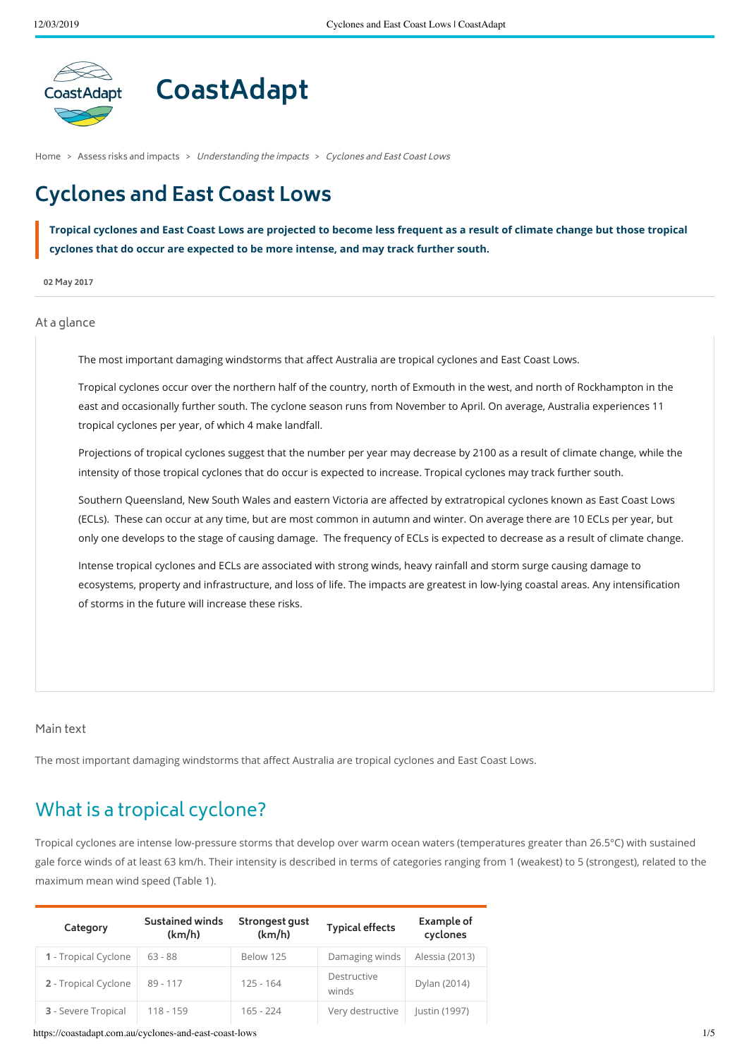Home > Assess risks and impacts > *Understanding the impacts* > *Cyclones and East Coast Lows*

# Cyclones and East Coast Lows

**Tropical cyclones and East Coast Lows are projected to become less frequent as a result of climate change but those tropical cyclones that do occur are expected to be more intense, and may track further south.**

**02 May 2017**

At a glance

The most important damaging windstorms that affect Australia are tropical cyclones and East Coast Lows.

Tropical cyclones occur over the northern half of the country, north of Exmouth in the west, and north of Rockhampton in the east and occasionally further south. The cyclone season runs from November to April. On average, Australia experiences 11 tropical cyclones per year, of which 4 make landfall.

Projections of tropical cyclones suggest that the number per year may decrease by 2100 as a result of climate change, while the intensity of those tropical cyclones that do occur is expected to increase. Tropical cyclones may track further south.

Southern Queensland, New South Wales and eastern Victoria are affected by extratropical cyclones known as East Coast Lows (ECLs). These can occur at any time, but are most common in autumn and winter. On average there are 10 ECLs per year, but only one develops to the stage of causing damage. The frequency of ECLs is expected to decrease as a result of climate change.

Intense tropical cyclones and ECLs are associated with strong winds, heavy rainfall and storm surge causing damage to ecosystems, property and infrastructure, and loss of life. The impacts are greatest in low-lying coastal areas. Any intensification of storms in the future will increase these risks.

Main text

The most important damaging windstorms that affect Australia are tropical cyclones and East Coast Lows.

## What is a tropical cyclone?

Tropical cyclones are intense low-pressure storms that develop over warm ocean waters (temperatures greater than 26.5°C) with sustained gale force winds of at least 63 km/h. Their intensity is described in terms of categories ranging from 1 (weakest) to 5 (strongest), related to the maximum mean wind speed (Table 1).

| Category | Sustained winds (km/h) | Strongest gust (km/h) | Typical effects | Example of cyclones |
|---|---|---|---|---|
| **1** - Tropical Cyclone | 63 - 88 | Below 125 | Damaging winds | Alessia (2013) |
| **2** - Tropical Cyclone | 89 - 117 | 125 - 164 | Destructive winds | Dylan (2014) |
| **3** - Severe Tropical | 118 - 159 | 165 - 224 | Very destructive | Justin (1997) |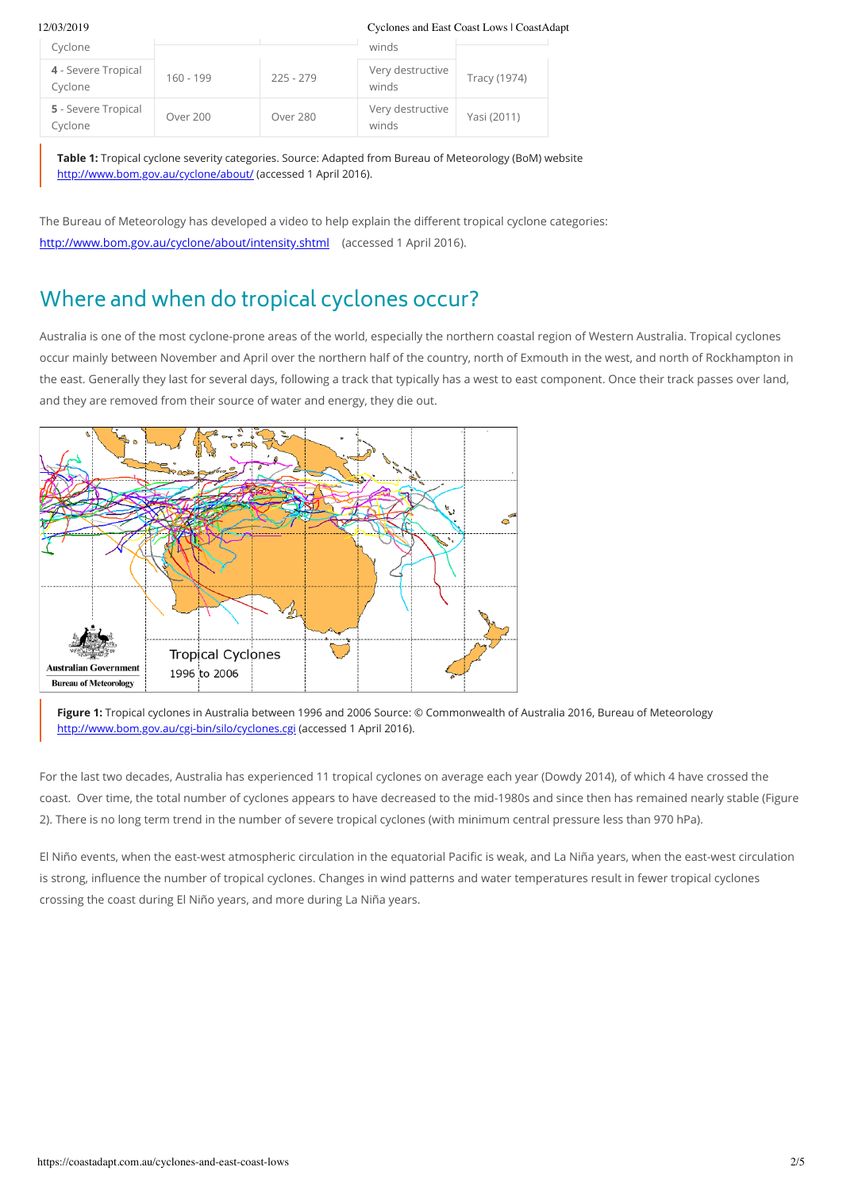| Cyclone | | | winds | |
|---|---|---|---|---|
| **4** - Severe Tropical Cyclone | 160 - 199 | 225 - 279 | Very destructive winds | Tracy (1974) |
| **5** - Severe Tropical Cyclone | Over 200 | Over 280 | Very destructive winds | Yasi (2011) |

**Table 1:** Tropical cyclone severity categories. Source: Adapted from Bureau of Meteorology (BoM) website http://www.bom.gov.au/cyclone/about/ (accessed 1 April 2016).

The Bureau of Meteorology has developed a video to help explain the different tropical cyclone categories: http://www.bom.gov.au/cyclone/about/intensity.shtml (accessed 1 April 2016).

## Where and when do tropical cyclones occur?

Australia is one of the most cyclone-prone areas of the world, especially the northern coastal region of Western Australia. Tropical cyclones occur mainly between November and April over the northern half of the country, north of Exmouth in the west, and north of Rockhampton in the east. Generally they last for several days, following a track that typically has a west to east component. Once their track passes over land, and they are removed from their source of water and energy, they die out.

**Figure 1:** Tropical cyclones in Australia between 1996 and 2006 Source: © Commonwealth of Australia 2016, Bureau of Meteorology http://www.bom.gov.au/cgi-bin/silo/cyclones.cgi (accessed 1 April 2016).

For the last two decades, Australia has experienced 11 tropical cyclones on average each year (Dowdy 2014), of which 4 have crossed the coast. Over time, the total number of cyclones appears to have decreased to the mid-1980s and since then has remained nearly stable (Figure 2). There is no long term trend in the number of severe tropical cyclones (with minimum central pressure less than 970 hPa).

El Niño events, when the east-west atmospheric circulation in the equatorial Pacific is weak, and La Niña years, when the east-west circulation is strong, influence the number of tropical cyclones. Changes in wind patterns and water temperatures result in fewer tropical cyclones crossing the coast during El Niño years, and more during La Niña years.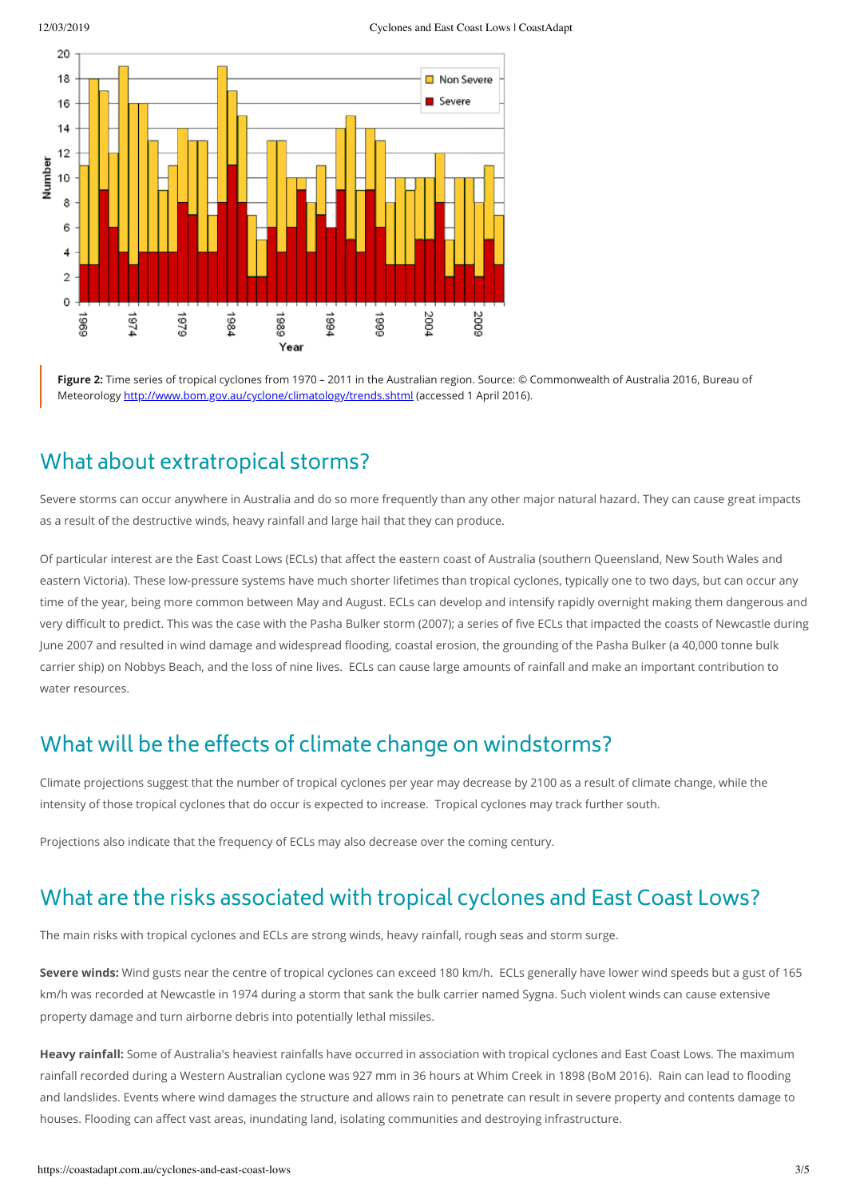**Figure 2:** Time series of tropical cyclones from 1970 – 2011 in the Australian region. Source: © Commonwealth of Australia 2016, Bureau of Meteorology http://www.bom.gov.au/cyclone/climatology/trends.shtml (accessed 1 April 2016).

## What about extratropical storms?

Severe storms can occur anywhere in Australia and do so more frequently than any other major natural hazard. They can cause great impacts as a result of the destructive winds, heavy rainfall and large hail that they can produce.

Of particular interest are the East Coast Lows (ECLs) that affect the eastern coast of Australia (southern Queensland, New South Wales and eastern Victoria). These low-pressure systems have much shorter lifetimes than tropical cyclones, typically one to two days, but can occur any time of the year, being more common between May and August. ECLs can develop and intensify rapidly overnight making them dangerous and very difficult to predict. This was the case with the Pasha Bulker storm (2007); a series of five ECLs that impacted the coasts of Newcastle during June 2007 and resulted in wind damage and widespread flooding, coastal erosion, the grounding of the Pasha Bulker (a 40,000 tonne bulk carrier ship) on Nobbys Beach, and the loss of nine lives. ECLs can cause large amounts of rainfall and make an important contribution to water resources.

## What will be the effects of climate change on windstorms?

Climate projections suggest that the number of tropical cyclones per year may decrease by 2100 as a result of climate change, while the intensity of those tropical cyclones that do occur is expected to increase. Tropical cyclones may track further south.

Projections also indicate that the frequency of ECLs may also decrease over the coming century.

## What are the risks associated with tropical cyclones and East Coast Lows?

The main risks with tropical cyclones and ECLs are strong winds, heavy rainfall, rough seas and storm surge.

**Severe winds:** Wind gusts near the centre of tropical cyclones can exceed 180 km/h. ECLs generally have lower wind speeds but a gust of 165 km/h was recorded at Newcastle in 1974 during a storm that sank the bulk carrier named Sygna. Such violent winds can cause extensive property damage and turn airborne debris into potentially lethal missiles.

**Heavy rainfall:** Some of Australia's heaviest rainfalls have occurred in association with tropical cyclones and East Coast Lows. The maximum rainfall recorded during a Western Australian cyclone was 927 mm in 36 hours at Whim Creek in 1898 (BoM 2016). Rain can lead to flooding and landslides. Events where wind damages the structure and allows rain to penetrate can result in severe property and contents damage to houses. Flooding can affect vast areas, inundating land, isolating communities and destroying infrastructure.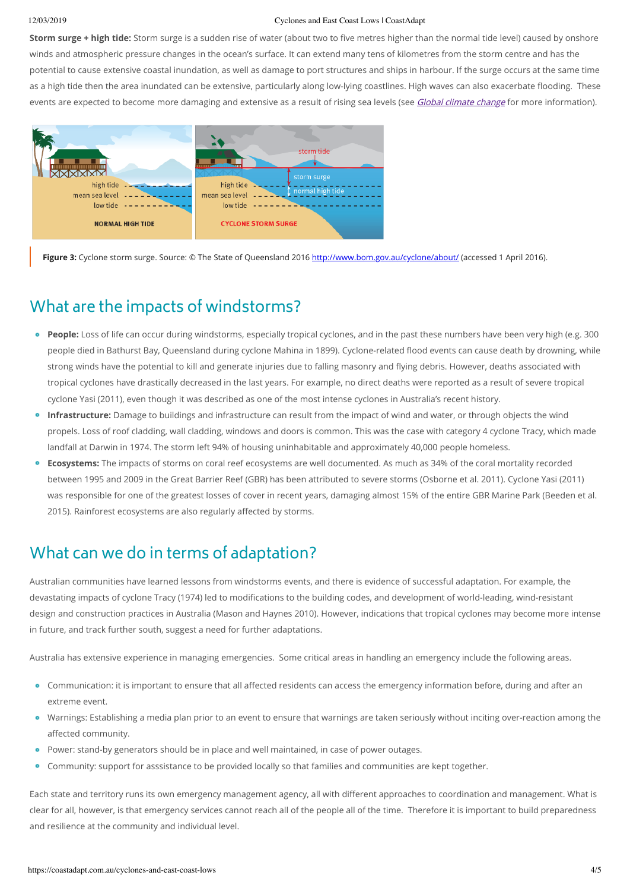**Storm surge + high tide:** Storm surge is a sudden rise of water (about two to five metres higher than the normal tide level) caused by onshore winds and atmospheric pressure changes in the ocean's surface. It can extend many tens of kilometres from the storm centre and has the potential to cause extensive coastal inundation, as well as damage to port structures and ships in harbour. If the surge occurs at the same time as a high tide then the area inundated can be extensive, particularly along low-lying coastlines. High waves can also exacerbate flooding. These events are expected to become more damaging and extensive as a result of rising sea levels (see *Global climate change* for more information).

**Figure 3:** Cyclone storm surge. Source: © The State of Queensland 2016 http://www.bom.gov.au/cyclone/about/ (accessed 1 April 2016).

## What are the impacts of windstorms?

- **People:** Loss of life can occur during windstorms, especially tropical cyclones, and in the past these numbers have been very high (e.g. 300 people died in Bathurst Bay, Queensland during cyclone Mahina in 1899). Cyclone-related flood events can cause death by drowning, while strong winds have the potential to kill and generate injuries due to falling masonry and flying debris. However, deaths associated with tropical cyclones have drastically decreased in the last years. For example, no direct deaths were reported as a result of severe tropical cyclone Yasi (2011), even though it was described as one of the most intense cyclones in Australia's recent history.
- **Infrastructure:** Damage to buildings and infrastructure can result from the impact of wind and water, or through objects the wind propels. Loss of roof cladding, wall cladding, windows and doors is common. This was the case with category 4 cyclone Tracy, which made landfall at Darwin in 1974. The storm left 94% of housing uninhabitable and approximately 40,000 people homeless.
- **Ecosystems:** The impacts of storms on coral reef ecosystems are well documented. As much as 34% of the coral mortality recorded between 1995 and 2009 in the Great Barrier Reef (GBR) has been attributed to severe storms (Osborne et al. 2011). Cyclone Yasi (2011) was responsible for one of the greatest losses of cover in recent years, damaging almost 15% of the entire GBR Marine Park (Beeden et al. 2015). Rainforest ecosystems are also regularly affected by storms.

## What can we do in terms of adaptation?

Australian communities have learned lessons from windstorms events, and there is evidence of successful adaptation. For example, the devastating impacts of cyclone Tracy (1974) led to modifications to the building codes, and development of world-leading, wind-resistant design and construction practices in Australia (Mason and Haynes 2010). However, indications that tropical cyclones may become more intense in future, and track further south, suggest a need for further adaptations.

Australia has extensive experience in managing emergencies. Some critical areas in handling an emergency include the following areas.

- Communication: it is important to ensure that all affected residents can access the emergency information before, during and after an extreme event.
- Warnings: Establishing a media plan prior to an event to ensure that warnings are taken seriously without inciting over-reaction among the affected community.
- Power: stand-by generators should be in place and well maintained, in case of power outages.
- Community: support for asssistance to be provided locally so that families and communities are kept together.

Each state and territory runs its own emergency management agency, all with different approaches to coordination and management. What is clear for all, however, is that emergency services cannot reach all of the people all of the time. Therefore it is important to build preparedness and resilience at the community and individual level.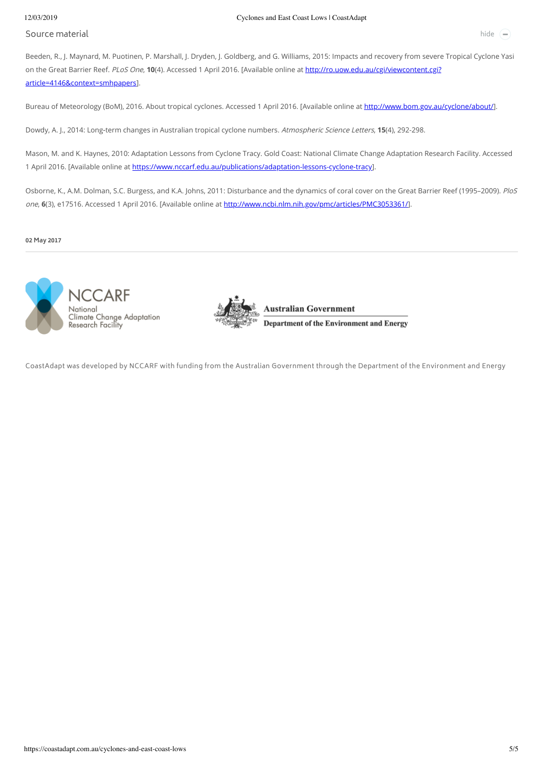## Source material

Beeden, R., J. Maynard, M. Puotinen, P. Marshall, J. Dryden, J. Goldberg, and G. Williams, 2015: Impacts and recovery from severe Tropical Cyclone Yasi on the Great Barrier Reef. *PLoS One*, **10**(4). Accessed 1 April 2016. [Available online at http://ro.uow.edu.au/cgi/viewcontent.cgi?article=4146&context=smhpapers].

Bureau of Meteorology (BoM), 2016. About tropical cyclones. Accessed 1 April 2016. [Available online at http://www.bom.gov.au/cyclone/about/].

Dowdy, A. J., 2014: Long-term changes in Australian tropical cyclone numbers. *Atmospheric Science Letters*, **15**(4), 292-298.

Mason, M. and K. Haynes, 2010: Adaptation Lessons from Cyclone Tracy. Gold Coast: National Climate Change Adaptation Research Facility. Accessed 1 April 2016. [Available online at https://www.nccarf.edu.au/publications/adaptation-lessons-cyclone-tracy].

Osborne, K., A.M. Dolman, S.C. Burgess, and K.A. Johns, 2011: Disturbance and the dynamics of coral cover on the Great Barrier Reef (1995–2009). *PloS one*, **6**(3), e17516. Accessed 1 April 2016. [Available online at http://www.ncbi.nlm.nih.gov/pmc/articles/PMC3053361/].

**02 May 2017**

NCCARF National Climate Change Adaptation Research Facility

Australian Government Department of the Environment and Energy

CoastAdapt was developed by NCCARF with funding from the Australian Government through the Department of the Environment and Energy